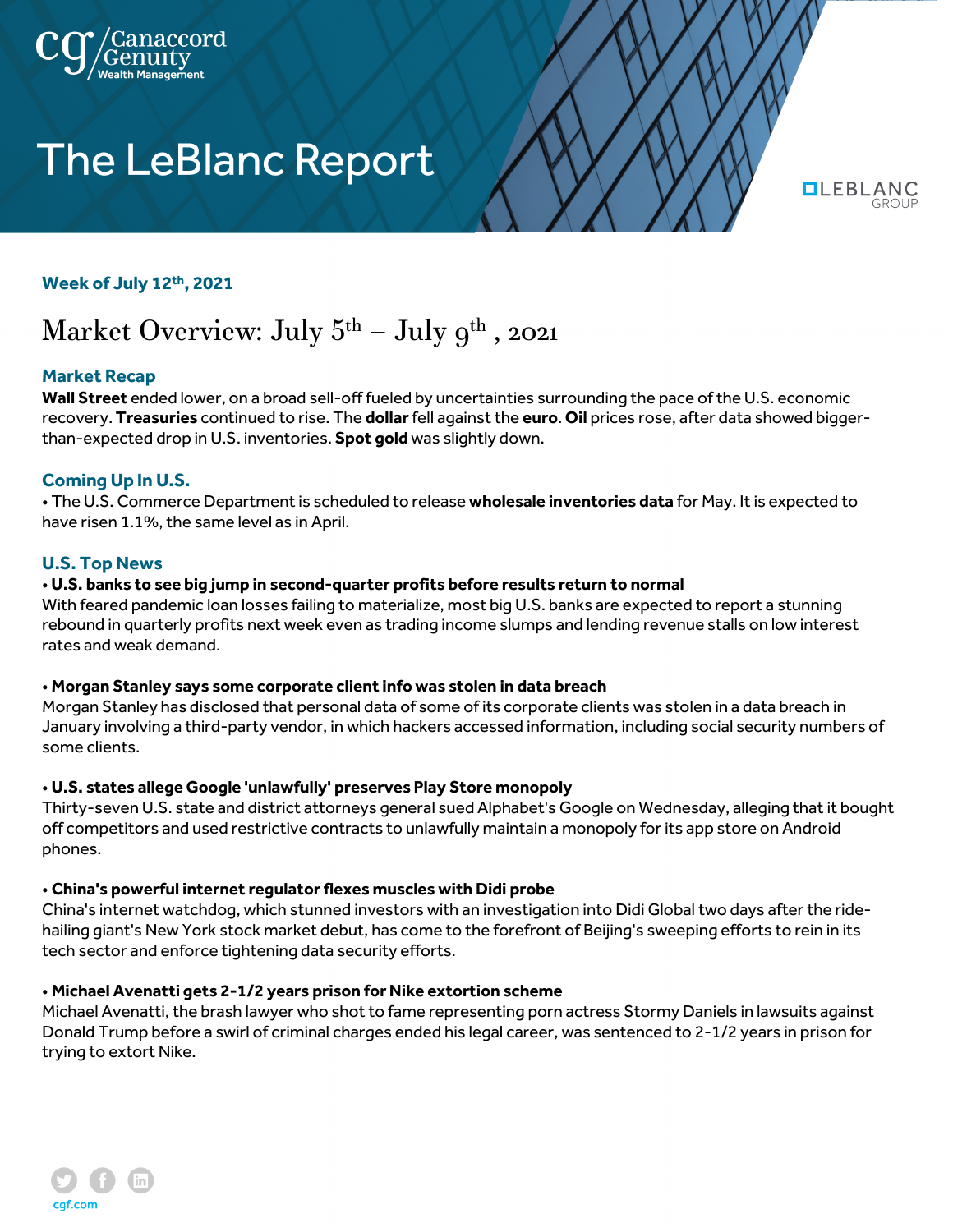# The LeBlanc Report

**Week of July 12th, 2021**

## Market Overview: July 5th – July 9th , 2021

### Market Recap

**Wall Street** ended lower, on a broad sell-off fueled by uncertainties surrounding the pace of the U.S. economic recovery. **Treasuries** continued to rise. The **dollar** fell against the **euro**. **Oil** prices rose, after data showed bigger-than-expected drop in U.S. inventories. **Spot gold** was slightly down.

### Coming Up In U.S.

• The U.S. Commerce Department is scheduled to release **wholesale inventories data** for May. It is expected to have risen 1.1%, the same level as in April.

### U.S. Top News

**• U.S. banks to see big jump in second-quarter profits before results return to normal**
With feared pandemic loan losses failing to materialize, most big U.S. banks are expected to report a stunning rebound in quarterly profits next week even as trading income slumps and lending revenue stalls on low interest rates and weak demand.

**• Morgan Stanley says some corporate client info was stolen in data breach**
Morgan Stanley has disclosed that personal data of some of its corporate clients was stolen in a data breach in January involving a third-party vendor, in which hackers accessed information, including social security numbers of some clients.

**• U.S. states allege Google 'unlawfully' preserves Play Store monopoly**
Thirty-seven U.S. state and district attorneys general sued Alphabet's Google on Wednesday, alleging that it bought off competitors and used restrictive contracts to unlawfully maintain a monopoly for its app store on Android phones.

**• China's powerful internet regulator flexes muscles with Didi probe**
China's internet watchdog, which stunned investors with an investigation into Didi Global two days after the ride-hailing giant's New York stock market debut, has come to the forefront of Beijing's sweeping efforts to rein in its tech sector and enforce tightening data security efforts.

**• Michael Avenatti gets 2-1/2 years prison for Nike extortion scheme**
Michael Avenatti, the brash lawyer who shot to fame representing porn actress Stormy Daniels in lawsuits against Donald Trump before a swirl of criminal charges ended his legal career, was sentenced to 2-1/2 years in prison for trying to extort Nike.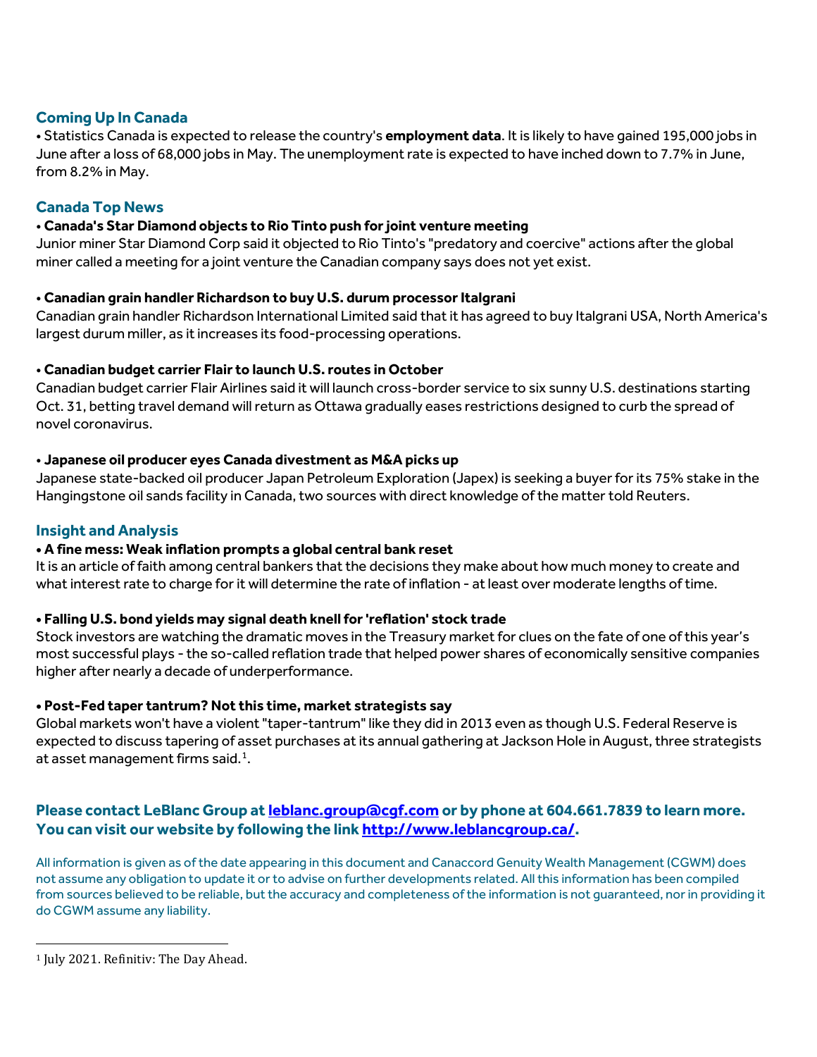## Coming Up In Canada

• Statistics Canada is expected to release the country's **employment data**. It is likely to have gained 195,000 jobs in June after a loss of 68,000 jobs in May. The unemployment rate is expected to have inched down to 7.7% in June, from 8.2% in May.

## Canada Top News

**• Canada's Star Diamond objects to Rio Tinto push for joint venture meeting**

Junior miner Star Diamond Corp said it objected to Rio Tinto's "predatory and coercive" actions after the global miner called a meeting for a joint venture the Canadian company says does not yet exist.

**• Canadian grain handler Richardson to buy U.S. durum processor Italgrani**

Canadian grain handler Richardson International Limited said that it has agreed to buy Italgrani USA, North America's largest durum miller, as it increases its food-processing operations.

**• Canadian budget carrier Flair to launch U.S. routes in October**

Canadian budget carrier Flair Airlines said it will launch cross-border service to six sunny U.S. destinations starting Oct. 31, betting travel demand will return as Ottawa gradually eases restrictions designed to curb the spread of novel coronavirus.

**• Japanese oil producer eyes Canada divestment as M&A picks up**

Japanese state-backed oil producer Japan Petroleum Exploration (Japex) is seeking a buyer for its 75% stake in the Hangingstone oil sands facility in Canada, two sources with direct knowledge of the matter told Reuters.

## Insight and Analysis

**• A fine mess: Weak inflation prompts a global central bank reset**

It is an article of faith among central bankers that the decisions they make about how much money to create and what interest rate to charge for it will determine the rate of inflation - at least over moderate lengths of time.

**• Falling U.S. bond yields may signal death knell for 'reflation' stock trade**

Stock investors are watching the dramatic moves in the Treasury market for clues on the fate of one of this year's most successful plays - the so-called reflation trade that helped power shares of economically sensitive companies higher after nearly a decade of underperformance.

**• Post-Fed taper tantrum? Not this time, market strategists say**

Global markets won't have a violent "taper-tantrum" like they did in 2013 even as though U.S. Federal Reserve is expected to discuss tapering of asset purchases at its annual gathering at Jackson Hole in August, three strategists at asset management firms said.[1].

**Please contact LeBlanc Group at [leblanc.group@cgf.com](mailto:leblanc.group@cgf.com) or by phone at 604.661.7839 to learn more. You can visit our website by following the link [http://www.leblancgroup.ca/](http://www.leblancgroup.ca/).**

All information is given as of the date appearing in this document and Canaccord Genuity Wealth Management (CGWM) does not assume any obligation to update it or to advise on further developments related. All this information has been compiled from sources believed to be reliable, but the accuracy and completeness of the information is not guaranteed, nor in providing it do CGWM assume any liability.

---

[1] July 2021. Refinitiv: The Day Ahead.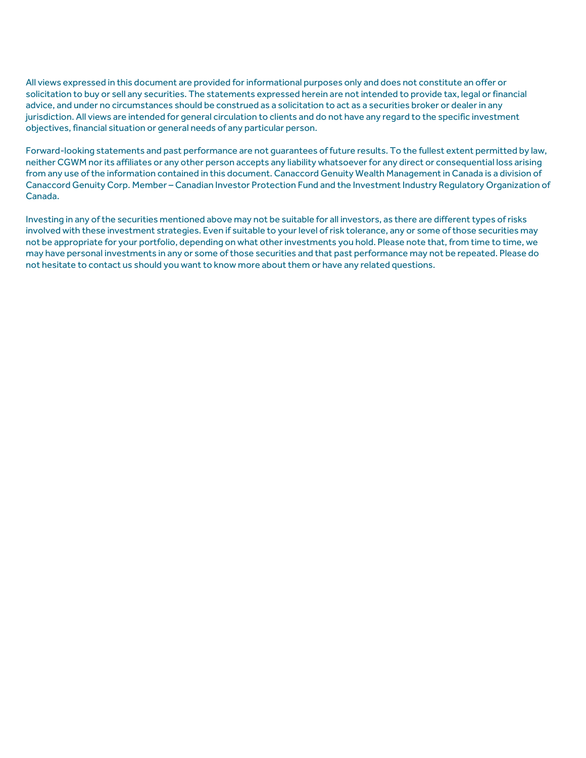All views expressed in this document are provided for informational purposes only and does not constitute an offer or solicitation to buy or sell any securities. The statements expressed herein are not intended to provide tax, legal or financial advice, and under no circumstances should be construed as a solicitation to act as a securities broker or dealer in any jurisdiction. All views are intended for general circulation to clients and do not have any regard to the specific investment objectives, financial situation or general needs of any particular person.

Forward-looking statements and past performance are not guarantees of future results. To the fullest extent permitted by law, neither CGWM nor its affiliates or any other person accepts any liability whatsoever for any direct or consequential loss arising from any use of the information contained in this document. Canaccord Genuity Wealth Management in Canada is a division of Canaccord Genuity Corp. Member – Canadian Investor Protection Fund and the Investment Industry Regulatory Organization of Canada.

Investing in any of the securities mentioned above may not be suitable for all investors, as there are different types of risks involved with these investment strategies. Even if suitable to your level of risk tolerance, any or some of those securities may not be appropriate for your portfolio, depending on what other investments you hold. Please note that, from time to time, we may have personal investments in any or some of those securities and that past performance may not be repeated. Please do not hesitate to contact us should you want to know more about them or have any related questions.